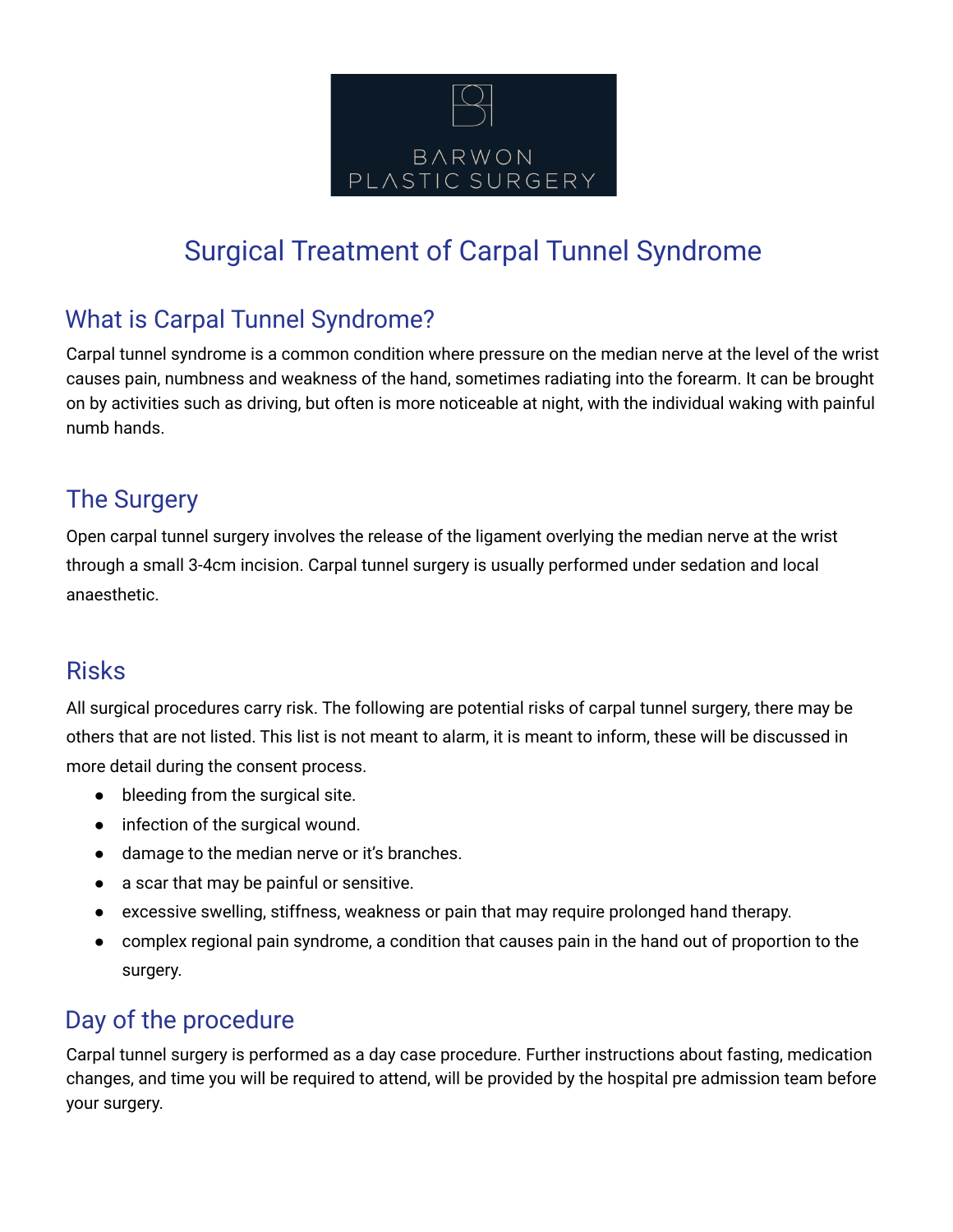BARWON PLASTIC SURGERY

# Surgical Treatment of Carpal Tunnel Syndrome

## What is Carpal Tunnel Syndrome?

Carpal tunnel syndrome is a common condition where pressure on the median nerve at the level of the wrist causes pain, numbness and weakness of the hand, sometimes radiating into the forearm. It can be brought on by activities such as driving, but often is more noticeable at night, with the individual waking with painful numb hands.

## The Surgery

Open carpal tunnel surgery involves the release of the ligament overlying the median nerve at the wrist through a small 3-4cm incision. Carpal tunnel surgery is usually performed under sedation and local anaesthetic.

## Risks

All surgical procedures carry risk. The following are potential risks of carpal tunnel surgery, there may be others that are not listed. This list is not meant to alarm, it is meant to inform, these will be discussed in more detail during the consent process.

- bleeding from the surgical site.
- infection of the surgical wound.
- damage to the median nerve or it's branches.
- a scar that may be painful or sensitive.
- excessive swelling, stiffness, weakness or pain that may require prolonged hand therapy.
- complex regional pain syndrome, a condition that causes pain in the hand out of proportion to the surgery.

## Day of the procedure

Carpal tunnel surgery is performed as a day case procedure. Further instructions about fasting, medication changes, and time you will be required to attend, will be provided by the hospital pre admission team before your surgery.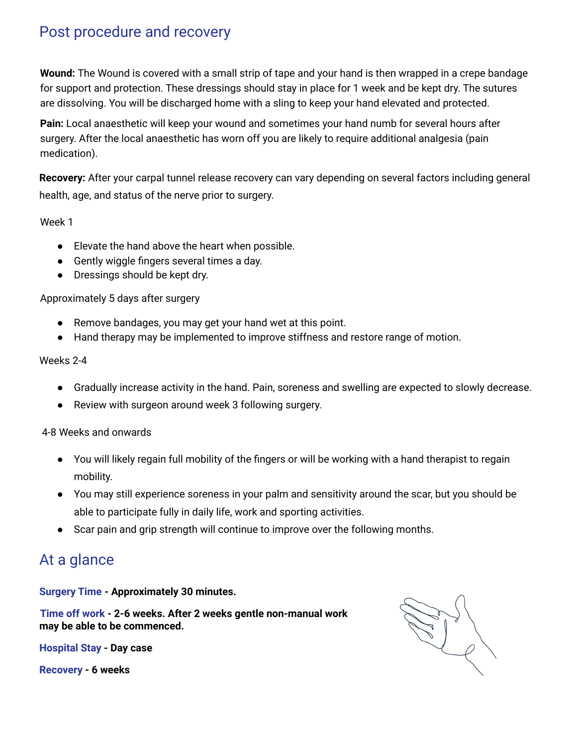## Post procedure and recovery

**Wound:** The Wound is covered with a small strip of tape and your hand is then wrapped in a crepe bandage for support and protection. These dressings should stay in place for 1 week and be kept dry. The sutures are dissolving. You will be discharged home with a sling to keep your hand elevated and protected.

**Pain:** Local anaesthetic will keep your wound and sometimes your hand numb for several hours after surgery. After the local anaesthetic has worn off you are likely to require additional analgesia (pain medication).

**Recovery:** After your carpal tunnel release recovery can vary depending on several factors including general health, age, and status of the nerve prior to surgery.

Week 1

- Elevate the hand above the heart when possible.
- Gently wiggle fingers several times a day.
- Dressings should be kept dry.

Approximately 5 days after surgery

- Remove bandages, you may get your hand wet at this point.
- Hand therapy may be implemented to improve stiffness and restore range of motion.

Weeks 2-4

- Gradually increase activity in the hand. Pain, soreness and swelling are expected to slowly decrease.
- Review with surgeon around week 3 following surgery.

4-8 Weeks and onwards

- You will likely regain full mobility of the fingers or will be working with a hand therapist to regain mobility.
- You may still experience soreness in your palm and sensitivity around the scar, but you should be able to participate fully in daily life, work and sporting activities.
- Scar pain and grip strength will continue to improve over the following months.

## At a glance

**Surgery Time - Approximately 30 minutes.**

**Time off work - 2-6 weeks. After 2 weeks gentle non-manual work may be able to be commenced.**

**Hospital Stay - Day case**

**Recovery - 6 weeks**